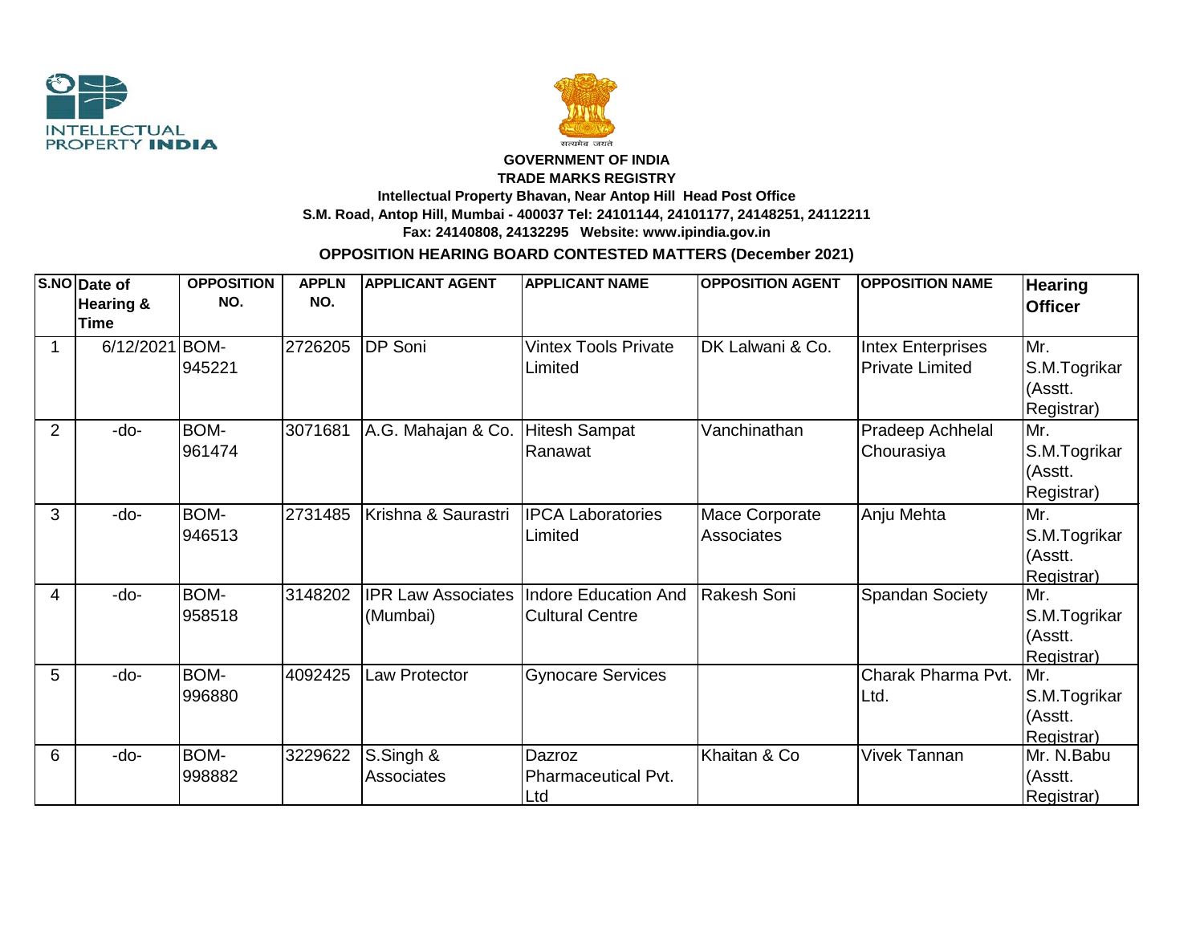**GOVERNMENT OF INDIA**
**TRADE MARKS REGISTRY**
**Intellectual Property Bhavan, Near Antop Hill Head Post Office**
**S.M. Road, Antop Hill, Mumbai - 400037 Tel: 24101144, 24101177, 24148251, 24112211**
**Fax: 24140808, 24132295 Website: www.ipindia.gov.in**

**OPPOSITION HEARING BOARD CONTESTED MATTERS (December 2021)**

| S.NO | Date of Hearing & Time | OPPOSITION NO. | APPLN NO. | APPLICANT AGENT | APPLICANT NAME | OPPOSITION AGENT | OPPOSITION NAME | Hearing Officer |
|---|---|---|---|---|---|---|---|---|
| 1 | 6/12/2021 | BOM-945221 | 2726205 | DP Soni | Vintex Tools Private Limited | DK Lalwani & Co. | Intex Enterprises Private Limited | Mr. S.M.Togrikar (Asstt. Registrar) |
| 2 | -do- | BOM-961474 | 3071681 | A.G. Mahajan & Co. | Hitesh Sampat Ranawat | Vanchinathan | Pradeep Achhelal Chourasiya | Mr. S.M.Togrikar (Asstt. Registrar) |
| 3 | -do- | BOM-946513 | 2731485 | Krishna & Saurastri | IPCA Laboratories Limited | Mace Corporate Associates | Anju Mehta | Mr. S.M.Togrikar (Asstt. Registrar) |
| 4 | -do- | BOM-958518 | 3148202 | IPR Law Associates (Mumbai) | Indore Education And Cultural Centre | Rakesh Soni | Spandan Society | Mr. S.M.Togrikar (Asstt. Registrar) |
| 5 | -do- | BOM-996880 | 4092425 | Law Protector | Gynocare Services | | Charak Pharma Pvt. Ltd. | Mr. S.M.Togrikar (Asstt. Registrar) |
| 6 | -do- | BOM-998882 | 3229622 | S.Singh & Associates | Dazroz Pharmaceutical Pvt. Ltd | Khaitan & Co | Vivek Tannan | Mr. N.Babu (Asstt. Registrar) |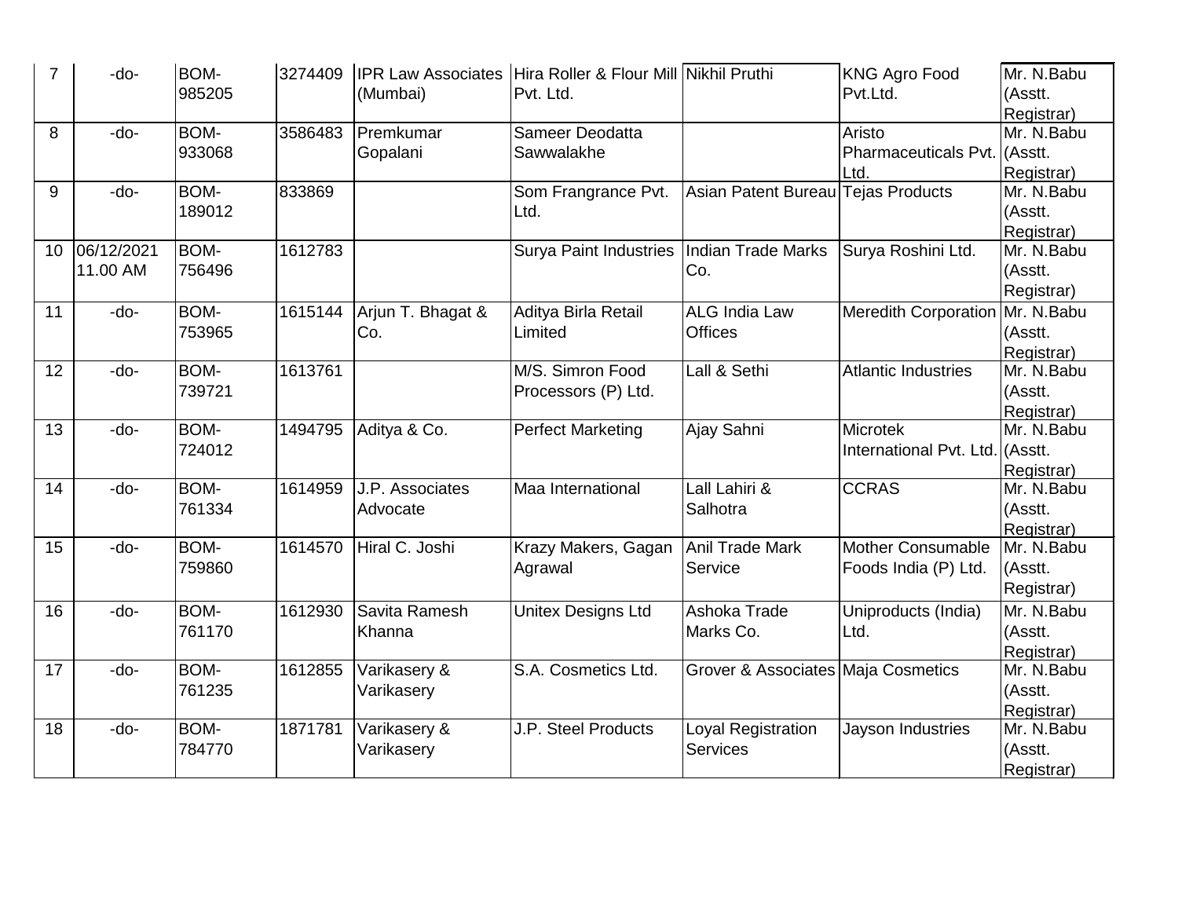| 7 | -do- | BOM-985205 | 3274409 | IPR Law Associates (Mumbai) | Hira Roller & Flour Mill Pvt. Ltd. | Nikhil Pruthi | KNG Agro Food Pvt.Ltd. | Mr. N.Babu (Asstt. Registrar) |
|---|---|---|---|---|---|---|---|---|
| 8 | -do- | BOM-933068 | 3586483 | Premkumar Gopalani | Sameer Deodatta Sawwalakhe | | Aristo Pharmaceuticals Pvt. Ltd. | Mr. N.Babu (Asstt. Registrar) |
| 9 | -do- | BOM-189012 | 833869 | | Som Frangrance Pvt. Ltd. | Asian Patent Bureau | Tejas Products | Mr. N.Babu (Asstt. Registrar) |
| 10 | 06/12/2021 11.00 AM | BOM-756496 | 1612783 | | Surya Paint Industries | Indian Trade Marks Co. | Surya Roshini Ltd. | Mr. N.Babu (Asstt. Registrar) |
| 11 | -do- | BOM-753965 | 1615144 | Arjun T. Bhagat & Co. | Aditya Birla Retail Limited | ALG India Law Offices | Meredith Corporation | Mr. N.Babu (Asstt. Registrar) |
| 12 | -do- | BOM-739721 | 1613761 | | M/S. Simron Food Processors (P) Ltd. | Lall & Sethi | Atlantic Industries | Mr. N.Babu (Asstt. Registrar) |
| 13 | -do- | BOM-724012 | 1494795 | Aditya & Co. | Perfect Marketing | Ajay Sahni | Microtek International Pvt. Ltd. | Mr. N.Babu (Asstt. Registrar) |
| 14 | -do- | BOM-761334 | 1614959 | J.P. Associates Advocate | Maa International | Lall Lahiri & Salhotra | CCRAS | Mr. N.Babu (Asstt. Registrar) |
| 15 | -do- | BOM-759860 | 1614570 | Hiral C. Joshi | Krazy Makers, Gagan Agrawal | Anil Trade Mark Service | Mother Consumable Foods India (P) Ltd. | Mr. N.Babu (Asstt. Registrar) |
| 16 | -do- | BOM-761170 | 1612930 | Savita Ramesh Khanna | Unitex Designs Ltd | Ashoka Trade Marks Co. | Uniproducts (India) Ltd. | Mr. N.Babu (Asstt. Registrar) |
| 17 | -do- | BOM-761235 | 1612855 | Varikasery & Varikasery | S.A. Cosmetics Ltd. | Grover & Associates | Maja Cosmetics | Mr. N.Babu (Asstt. Registrar) |
| 18 | -do- | BOM-784770 | 1871781 | Varikasery & Varikasery | J.P. Steel Products | Loyal Registration Services | Jayson Industries | Mr. N.Babu (Asstt. Registrar) |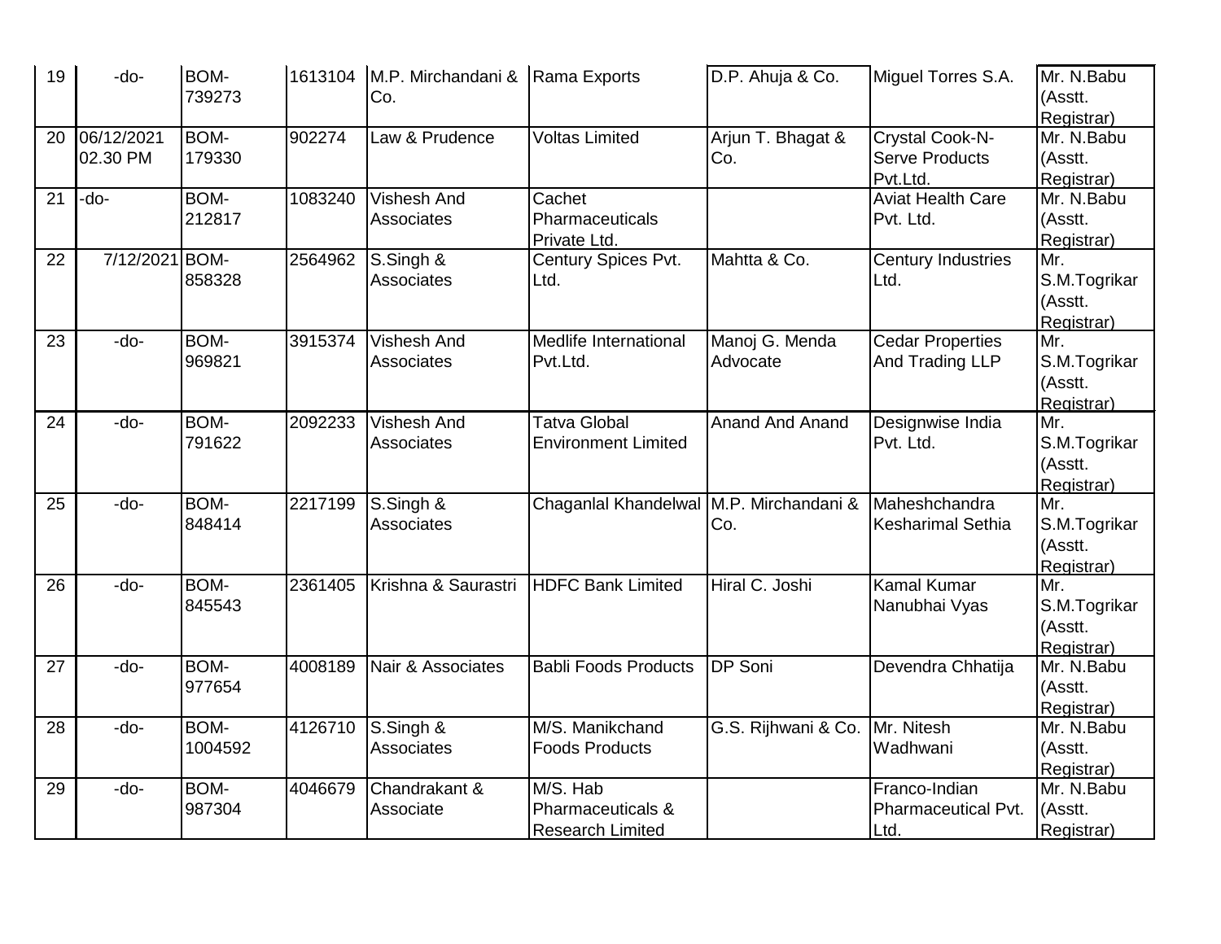| 19 | -do- | BOM-739273 | 1613104 | M.P. Mirchandani & Co. | Rama Exports | D.P. Ahuja & Co. | Miguel Torres S.A. | Mr. N.Babu (Asstt. Registrar) |
|---|---|---|---|---|---|---|---|---|
| 20 | 06/12/2021 02.30 PM | BOM-179330 | 902274 | Law & Prudence | Voltas Limited | Arjun T. Bhagat & Co. | Crystal Cook-N-Serve Products Pvt.Ltd. | Mr. N.Babu (Asstt. Registrar) |
| 21 | -do- | BOM-212817 | 1083240 | Vishesh And Associates | Cachet Pharmaceuticals Private Ltd. | | Aviat Health Care Pvt. Ltd. | Mr. N.Babu (Asstt. Registrar) |
| 22 | 7/12/2021 | BOM-858328 | 2564962 | S.Singh & Associates | Century Spices Pvt. Ltd. | Mahtta & Co. | Century Industries Ltd. | Mr. S.M.Togrikar (Asstt. Registrar) |
| 23 | -do- | BOM-969821 | 3915374 | Vishesh And Associates | Medlife International Pvt.Ltd. | Manoj G. Menda Advocate | Cedar Properties And Trading LLP | Mr. S.M.Togrikar (Asstt. Registrar) |
| 24 | -do- | BOM-791622 | 2092233 | Vishesh And Associates | Tatva Global Environment Limited | Anand And Anand | Designwise India Pvt. Ltd. | Mr. S.M.Togrikar (Asstt. Registrar) |
| 25 | -do- | BOM-848414 | 2217199 | S.Singh & Associates | Chaganlal Khandelwal | M.P. Mirchandani & Co. | Maheshchandra Kesharimal Sethia | Mr. S.M.Togrikar (Asstt. Registrar) |
| 26 | -do- | BOM-845543 | 2361405 | Krishna & Saurastri | HDFC Bank Limited | Hiral C. Joshi | Kamal Kumar Nanubhai Vyas | Mr. S.M.Togrikar (Asstt. Registrar) |
| 27 | -do- | BOM-977654 | 4008189 | Nair & Associates | Babli Foods Products | DP Soni | Devendra Chhatija | Mr. N.Babu (Asstt. Registrar) |
| 28 | -do- | BOM-1004592 | 4126710 | S.Singh & Associates | M/S. Manikchand Foods Products | G.S. Rijhwani & Co. | Mr. Nitesh Wadhwani | Mr. N.Babu (Asstt. Registrar) |
| 29 | -do- | BOM-987304 | 4046679 | Chandrakant & Associate | M/S. Hab Pharmaceuticals & Research Limited | | Franco-Indian Pharmaceutical Pvt. Ltd. | Mr. N.Babu (Asstt. Registrar) |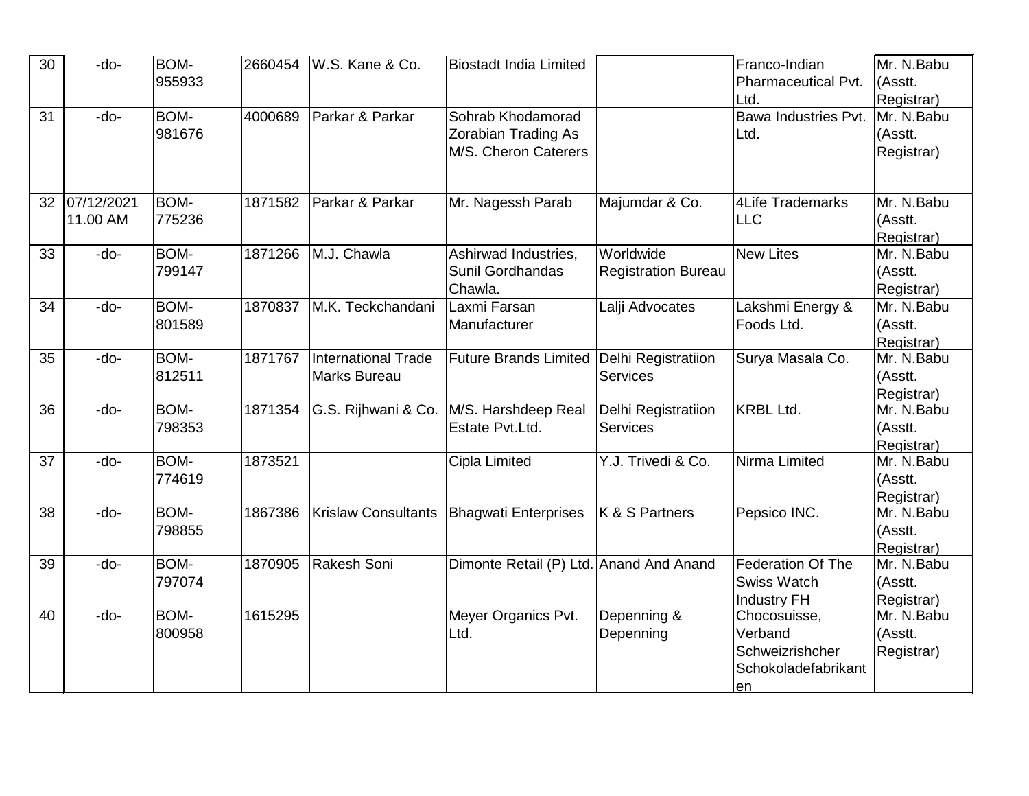| 30 | -do- | BOM-955933 | 2660454 | W.S. Kane & Co. | Biostadt India Limited | | Franco-Indian Pharmaceutical Pvt. Ltd. | Mr. N.Babu (Asstt. Registrar) |
|---|---|---|---|---|---|---|---|---|
| 31 | -do- | BOM-981676 | 4000689 | Parkar & Parkar | Sohrab Khodamorad Zorabian Trading As M/S. Cheron Caterers | | Bawa Industries Pvt. Ltd. | Mr. N.Babu (Asstt. Registrar) |
| 32 | 07/12/2021 11.00 AM | BOM-775236 | 1871582 | Parkar & Parkar | Mr. Nagessh Parab | Majumdar & Co. | 4Life Trademarks LLC | Mr. N.Babu (Asstt. Registrar) |
| 33 | -do- | BOM-799147 | 1871266 | M.J. Chawla | Ashirwad Industries, Sunil Gordhandas Chawla. | Worldwide Registration Bureau | New Lites | Mr. N.Babu (Asstt. Registrar) |
| 34 | -do- | BOM-801589 | 1870837 | M.K. Teckchandani | Laxmi Farsan Manufacturer | Lalji Advocates | Lakshmi Energy & Foods Ltd. | Mr. N.Babu (Asstt. Registrar) |
| 35 | -do- | BOM-812511 | 1871767 | International Trade Marks Bureau | Future Brands Limited | Delhi Registratiion Services | Surya Masala Co. | Mr. N.Babu (Asstt. Registrar) |
| 36 | -do- | BOM-798353 | 1871354 | G.S. Rijhwani & Co. | M/S. Harshdeep Real Estate Pvt.Ltd. | Delhi Registratiion Services | KRBL Ltd. | Mr. N.Babu (Asstt. Registrar) |
| 37 | -do- | BOM-774619 | 1873521 | | Cipla Limited | Y.J. Trivedi & Co. | Nirma Limited | Mr. N.Babu (Asstt. Registrar) |
| 38 | -do- | BOM-798855 | 1867386 | Krislaw Consultants | Bhagwati Enterprises | K & S Partners | Pepsico INC. | Mr. N.Babu (Asstt. Registrar) |
| 39 | -do- | BOM-797074 | 1870905 | Rakesh Soni | Dimonte Retail (P) Ltd. | Anand And Anand | Federation Of The Swiss Watch Industry FH | Mr. N.Babu (Asstt. Registrar) |
| 40 | -do- | BOM-800958 | 1615295 | | Meyer Organics Pvt. Ltd. | Depenning & Depenning | Chocosuisse, Verband Schweizrishcher Schokoladefabrikanten | Mr. N.Babu (Asstt. Registrar) |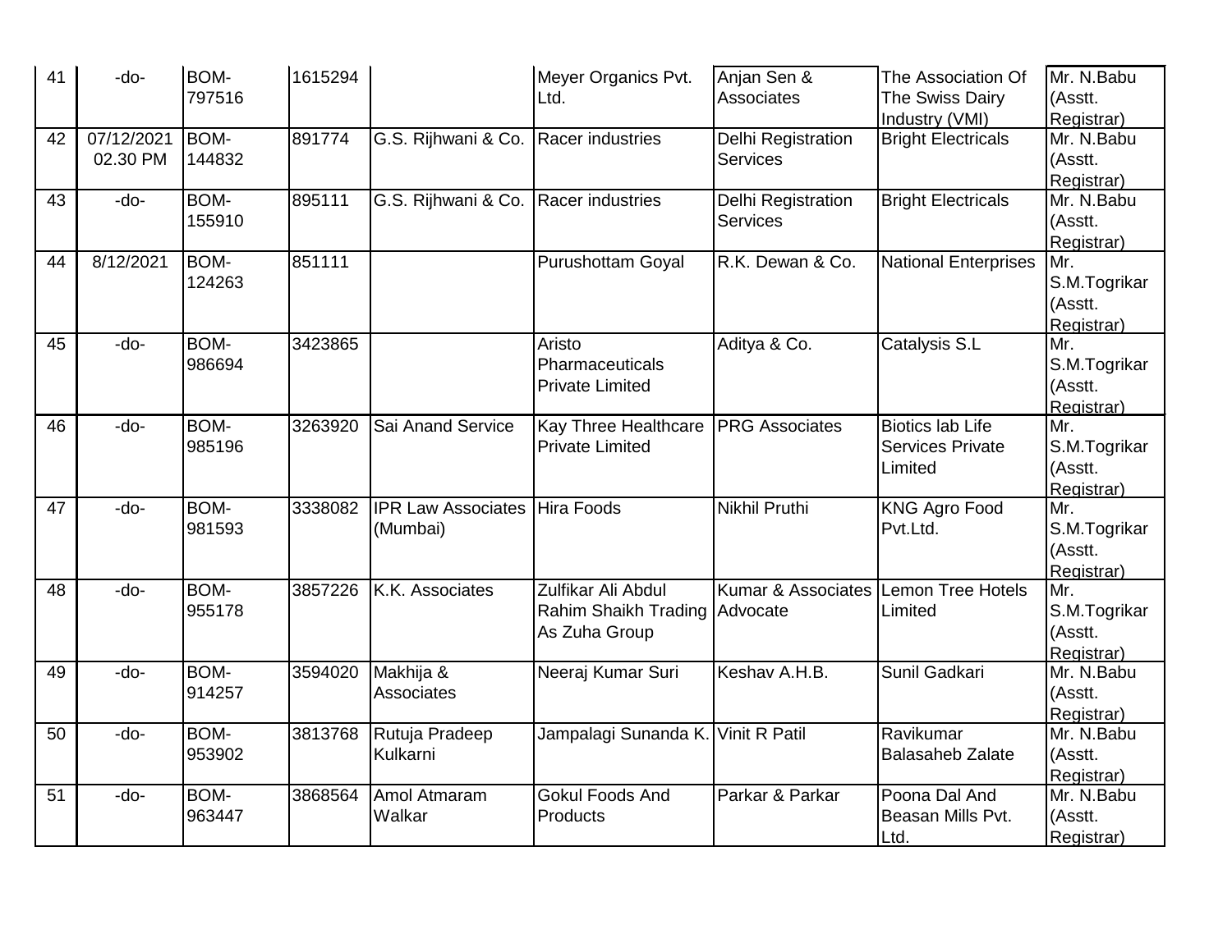| 41 | -do- | BOM-797516 | 1615294 | | Meyer Organics Pvt. Ltd. | Anjan Sen & Associates | The Association Of The Swiss Dairy Industry (VMI) | Mr. N.Babu (Asstt. Registrar) |
|---|---|---|---|---|---|---|---|---|
| 42 | 07/12/2021 02.30 PM | BOM-144832 | 891774 | G.S. Rijhwani & Co. | Racer industries | Delhi Registration Services | Bright Electricals | Mr. N.Babu (Asstt. Registrar) |
| 43 | -do- | BOM-155910 | 895111 | G.S. Rijhwani & Co. | Racer industries | Delhi Registration Services | Bright Electricals | Mr. N.Babu (Asstt. Registrar) |
| 44 | 8/12/2021 | BOM-124263 | 851111 | | Purushottam Goyal | R.K. Dewan & Co. | National Enterprises | Mr. S.M.Togrikar (Asstt. Registrar) |
| 45 | -do- | BOM-986694 | 3423865 | | Aristo Pharmaceuticals Private Limited | Aditya & Co. | Catalysis S.L | Mr. S.M.Togrikar (Asstt. Registrar) |
| 46 | -do- | BOM-985196 | 3263920 | Sai Anand Service | Kay Three Healthcare Private Limited | PRG Associates | Biotics lab Life Services Private Limited | Mr. S.M.Togrikar (Asstt. Registrar) |
| 47 | -do- | BOM-981593 | 3338082 | IPR Law Associates (Mumbai) | Hira Foods | Nikhil Pruthi | KNG Agro Food Pvt.Ltd. | Mr. S.M.Togrikar (Asstt. Registrar) |
| 48 | -do- | BOM-955178 | 3857226 | K.K. Associates | Zulfikar Ali Abdul Rahim Shaikh Trading As Zuha Group | Kumar & Associates Advocate | Lemon Tree Hotels Limited | Mr. S.M.Togrikar (Asstt. Registrar) |
| 49 | -do- | BOM-914257 | 3594020 | Makhija & Associates | Neeraj Kumar Suri | Keshav A.H.B. | Sunil Gadkari | Mr. N.Babu (Asstt. Registrar) |
| 50 | -do- | BOM-953902 | 3813768 | Rutuja Pradeep Kulkarni | Jampalagi Sunanda K. | Vinit R Patil | Ravikumar Balasaheb Zalate | Mr. N.Babu (Asstt. Registrar) |
| 51 | -do- | BOM-963447 | 3868564 | Amol Atmaram Walkar | Gokul Foods And Products | Parkar & Parkar | Poona Dal And Beasan Mills Pvt. Ltd. | Mr. N.Babu (Asstt. Registrar) |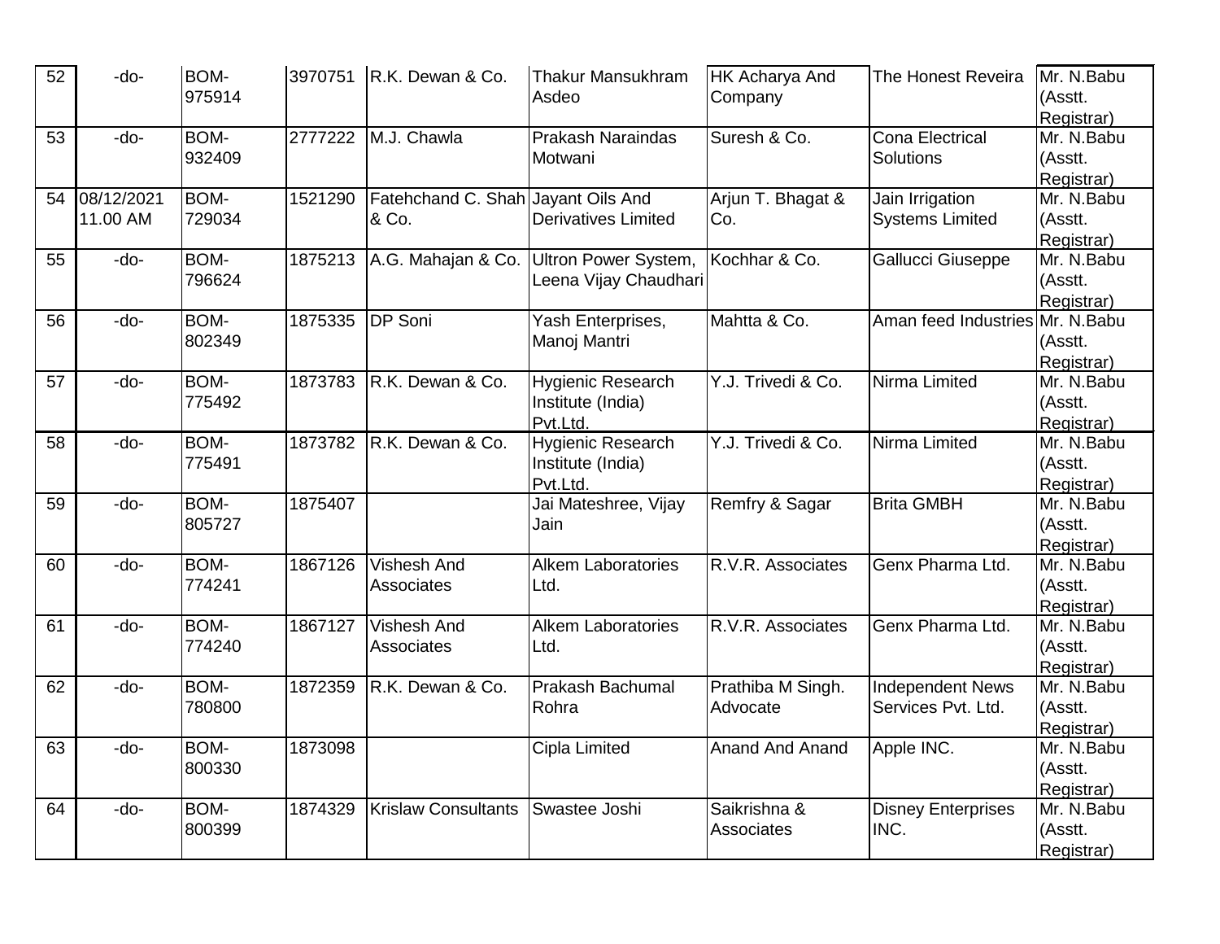| 52 | -do- | BOM-975914 | 3970751 | R.K. Dewan & Co. | Thakur Mansukhram Asdeo | HK Acharya And Company | The Honest Reveira | Mr. N.Babu (Asstt. Registrar) |
|---|---|---|---|---|---|---|---|---|
| 53 | -do- | BOM-932409 | 2777222 | M.J. Chawla | Prakash Naraindas Motwani | Suresh & Co. | Cona Electrical Solutions | Mr. N.Babu (Asstt. Registrar) |
| 54 | 08/12/2021 11.00 AM | BOM-729034 | 1521290 | Fatehchand C. Shah & Co. | Jayant Oils And Derivatives Limited | Arjun T. Bhagat & Co. | Jain Irrigation Systems Limited | Mr. N.Babu (Asstt. Registrar) |
| 55 | -do- | BOM-796624 | 1875213 | A.G. Mahajan & Co. | Ultron Power System, Leena Vijay Chaudhari | Kochhar & Co. | Gallucci Giuseppe | Mr. N.Babu (Asstt. Registrar) |
| 56 | -do- | BOM-802349 | 1875335 | DP Soni | Yash Enterprises, Manoj Mantri | Mahtta & Co. | Aman feed Industries | Mr. N.Babu (Asstt. Registrar) |
| 57 | -do- | BOM-775492 | 1873783 | R.K. Dewan & Co. | Hygienic Research Institute (India) Pvt.Ltd. | Y.J. Trivedi & Co. | Nirma Limited | Mr. N.Babu (Asstt. Registrar) |
| 58 | -do- | BOM-775491 | 1873782 | R.K. Dewan & Co. | Hygienic Research Institute (India) Pvt.Ltd. | Y.J. Trivedi & Co. | Nirma Limited | Mr. N.Babu (Asstt. Registrar) |
| 59 | -do- | BOM-805727 | 1875407 | | Jai Mateshree, Vijay Jain | Remfry & Sagar | Brita GMBH | Mr. N.Babu (Asstt. Registrar) |
| 60 | -do- | BOM-774241 | 1867126 | Vishesh And Associates | Alkem Laboratories Ltd. | R.V.R. Associates | Genx Pharma Ltd. | Mr. N.Babu (Asstt. Registrar) |
| 61 | -do- | BOM-774240 | 1867127 | Vishesh And Associates | Alkem Laboratories Ltd. | R.V.R. Associates | Genx Pharma Ltd. | Mr. N.Babu (Asstt. Registrar) |
| 62 | -do- | BOM-780800 | 1872359 | R.K. Dewan & Co. | Prakash Bachumal Rohra | Prathiba M Singh. Advocate | Independent News Services Pvt. Ltd. | Mr. N.Babu (Asstt. Registrar) |
| 63 | -do- | BOM-800330 | 1873098 | | Cipla Limited | Anand And Anand | Apple INC. | Mr. N.Babu (Asstt. Registrar) |
| 64 | -do- | BOM-800399 | 1874329 | Krislaw Consultants | Swastee Joshi | Saikrishna & Associates | Disney Enterprises INC. | Mr. N.Babu (Asstt. Registrar) |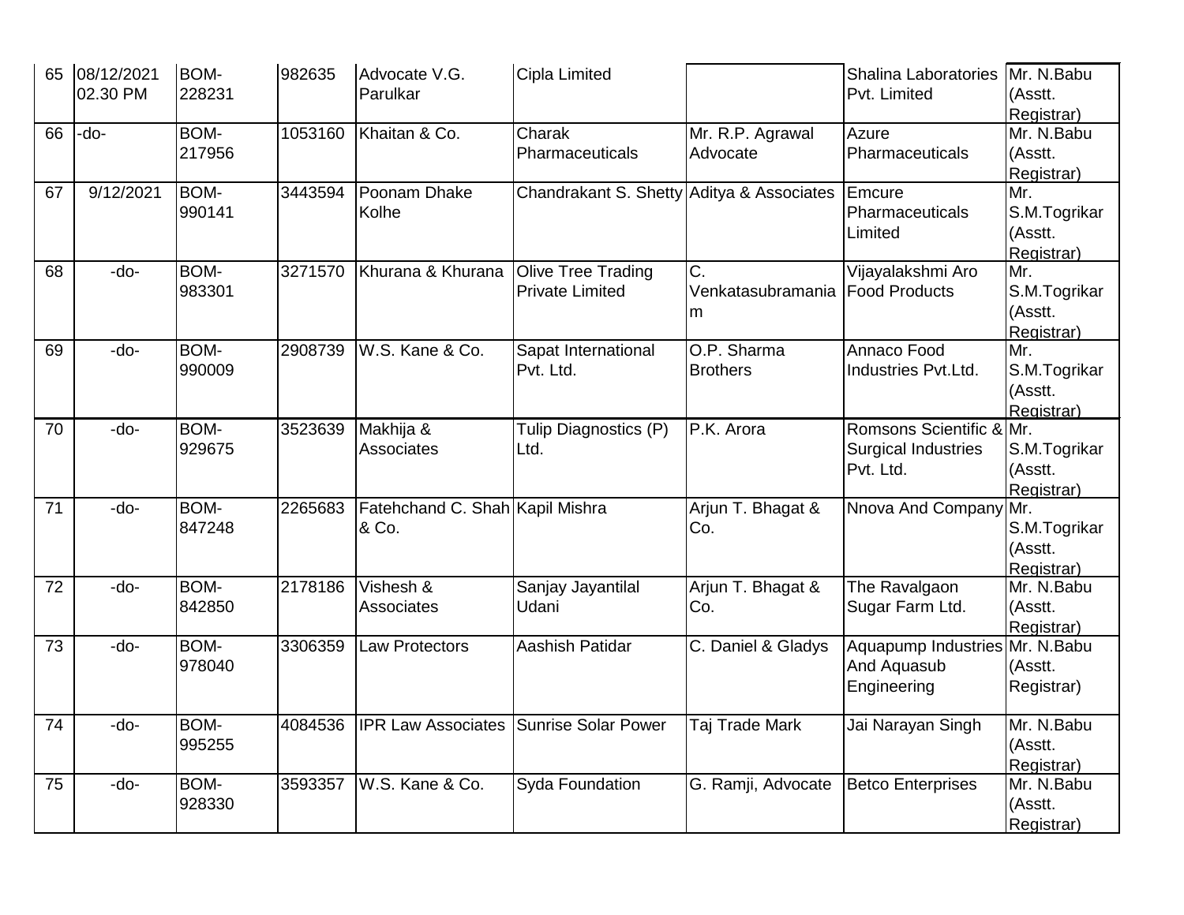| 65 | 08/12/2021 02.30 PM | BOM-228231 | 982635 | Advocate V.G. Parulkar | Cipla Limited | | Shalina Laboratories Pvt. Limited | Mr. N.Babu (Asstt. Registrar) |
|---|---|---|---|---|---|---|---|---|
| 66 | -do- | BOM-217956 | 1053160 | Khaitan & Co. | Charak Pharmaceuticals | Mr. R.P. Agrawal Advocate | Azure Pharmaceuticals | Mr. N.Babu (Asstt. Registrar) |
| 67 | 9/12/2021 | BOM-990141 | 3443594 | Poonam Dhake Kolhe | Chandrakant S. Shetty | Aditya & Associates | Emcure Pharmaceuticals Limited | Mr. S.M.Togrikar (Asstt. Registrar) |
| 68 | -do- | BOM-983301 | 3271570 | Khurana & Khurana | Olive Tree Trading Private Limited | C. Venkatasubramaniam | Vijayalakshmi Aro Food Products | Mr. S.M.Togrikar (Asstt. Registrar) |
| 69 | -do- | BOM-990009 | 2908739 | W.S. Kane & Co. | Sapat International Pvt. Ltd. | O.P. Sharma Brothers | Annaco Food Industries Pvt.Ltd. | Mr. S.M.Togrikar (Asstt. Registrar) |
| 70 | -do- | BOM-929675 | 3523639 | Makhija & Associates | Tulip Diagnostics (P) Ltd. | P.K. Arora | Romsons Scientific & Surgical Industries Pvt. Ltd. | Mr. S.M.Togrikar (Asstt. Registrar) |
| 71 | -do- | BOM-847248 | 2265683 | Fatehchand C. Shah & Co. | Kapil Mishra | Arjun T. Bhagat & Co. | Nnova And Company | Mr. S.M.Togrikar (Asstt. Registrar) |
| 72 | -do- | BOM-842850 | 2178186 | Vishesh & Associates | Sanjay Jayantilal Udani | Arjun T. Bhagat & Co. | The Ravalgaon Sugar Farm Ltd. | Mr. N.Babu (Asstt. Registrar) |
| 73 | -do- | BOM-978040 | 3306359 | Law Protectors | Aashish Patidar | C. Daniel & Gladys | Aquapump Industries And Aquasub Engineering | Mr. N.Babu (Asstt. Registrar) |
| 74 | -do- | BOM-995255 | 4084536 | IPR Law Associates | Sunrise Solar Power | Taj Trade Mark | Jai Narayan Singh | Mr. N.Babu (Asstt. Registrar) |
| 75 | -do- | BOM-928330 | 3593357 | W.S. Kane & Co. | Syda Foundation | G. Ramji, Advocate | Betco Enterprises | Mr. N.Babu (Asstt. Registrar) |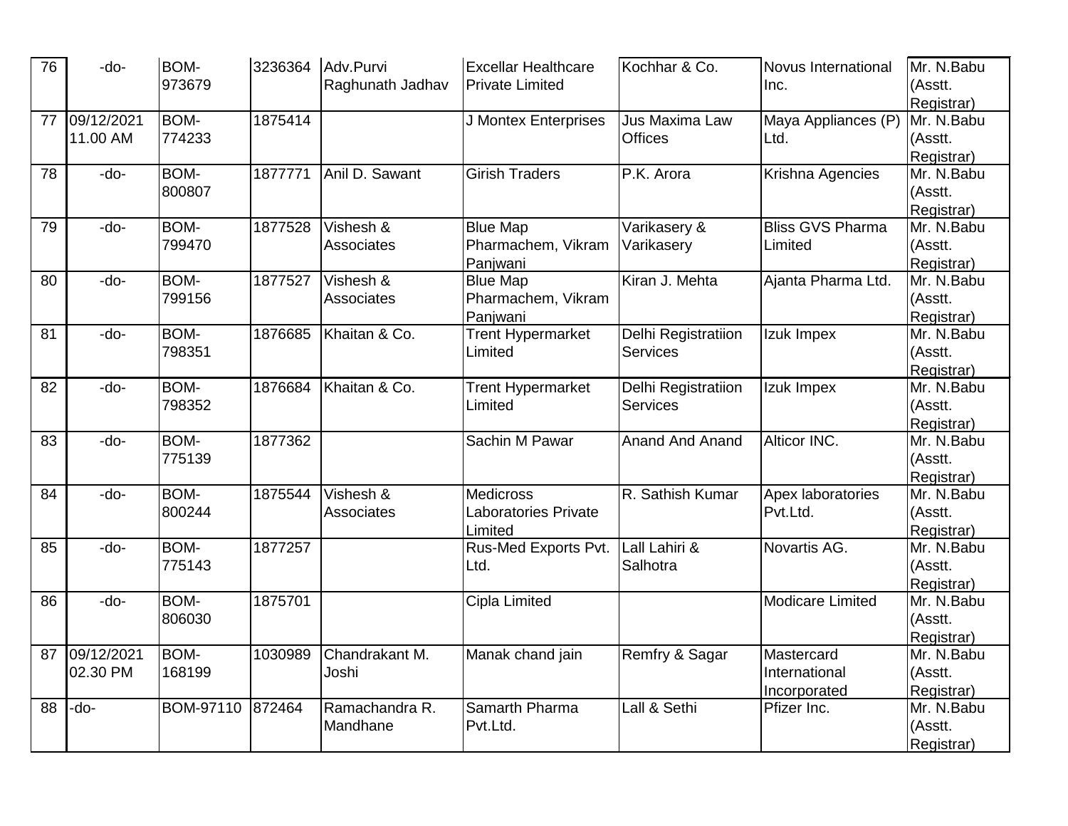| 76 | -do- | BOM-973679 | 3236364 | Adv.Purvi Raghunath Jadhav | Excellar Healthcare Private Limited | Kochhar & Co. | Novus International Inc. | Mr. N.Babu (Asstt. Registrar) |
|---|---|---|---|---|---|---|---|---|
| 77 | 09/12/2021 11.00 AM | BOM-774233 | 1875414 | | J Montex Enterprises | Jus Maxima Law Offices | Maya Appliances (P) Ltd. | Mr. N.Babu (Asstt. Registrar) |
| 78 | -do- | BOM-800807 | 1877771 | Anil D. Sawant | Girish Traders | P.K. Arora | Krishna Agencies | Mr. N.Babu (Asstt. Registrar) |
| 79 | -do- | BOM-799470 | 1877528 | Vishesh & Associates | Blue Map Pharmachem, Vikram Panjwani | Varikasery & Varikasery | Bliss GVS Pharma Limited | Mr. N.Babu (Asstt. Registrar) |
| 80 | -do- | BOM-799156 | 1877527 | Vishesh & Associates | Blue Map Pharmachem, Vikram Panjwani | Kiran J. Mehta | Ajanta Pharma Ltd. | Mr. N.Babu (Asstt. Registrar) |
| 81 | -do- | BOM-798351 | 1876685 | Khaitan & Co. | Trent Hypermarket Limited | Delhi Registratiion Services | Izuk Impex | Mr. N.Babu (Asstt. Registrar) |
| 82 | -do- | BOM-798352 | 1876684 | Khaitan & Co. | Trent Hypermarket Limited | Delhi Registratiion Services | Izuk Impex | Mr. N.Babu (Asstt. Registrar) |
| 83 | -do- | BOM-775139 | 1877362 | | Sachin M Pawar | Anand And Anand | Alticor INC. | Mr. N.Babu (Asstt. Registrar) |
| 84 | -do- | BOM-800244 | 1875544 | Vishesh & Associates | Medicross Laboratories Private Limited | R. Sathish Kumar | Apex laboratories Pvt.Ltd. | Mr. N.Babu (Asstt. Registrar) |
| 85 | -do- | BOM-775143 | 1877257 | | Rus-Med Exports Pvt. Ltd. | Lall Lahiri & Salhotra | Novartis AG. | Mr. N.Babu (Asstt. Registrar) |
| 86 | -do- | BOM-806030 | 1875701 | | Cipla Limited | | Modicare Limited | Mr. N.Babu (Asstt. Registrar) |
| 87 | 09/12/2021 02.30 PM | BOM-168199 | 1030989 | Chandrakant M. Joshi | Manak chand jain | Remfry & Sagar | Mastercard International Incorporated | Mr. N.Babu (Asstt. Registrar) |
| 88 | -do- | BOM-97110 | 872464 | Ramachandra R. Mandhane | Samarth Pharma Pvt.Ltd. | Lall & Sethi | Pfizer Inc. | Mr. N.Babu (Asstt. Registrar) |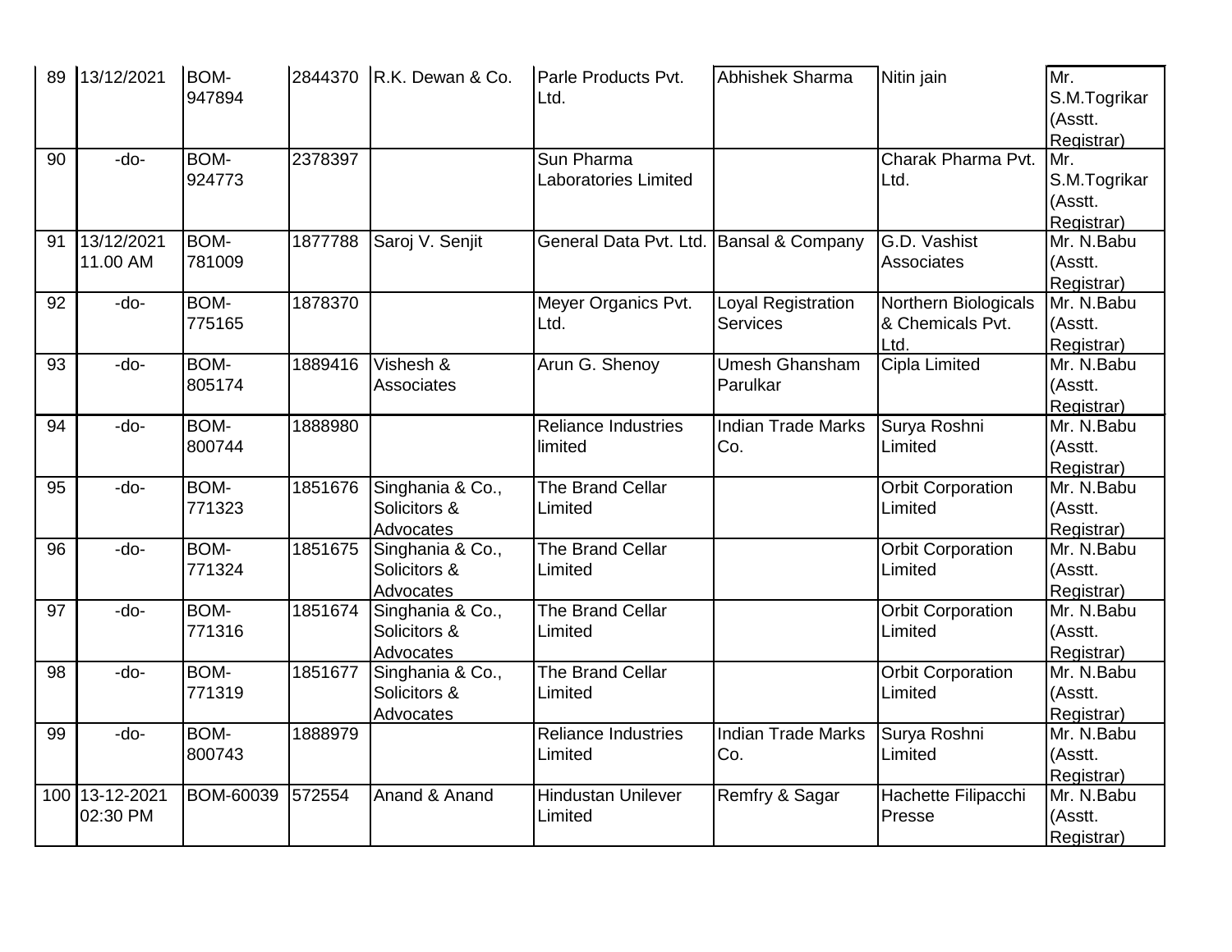| 89 | 13/12/2021 | BOM-947894 | 2844370 | R.K. Dewan & Co. | Parle Products Pvt. Ltd. | Abhishek Sharma | Nitin jain | Mr. S.M.Togrikar (Asstt. Registrar) |
|---|---|---|---|---|---|---|---|---|
| 90 | -do- | BOM-924773 | 2378397 | | Sun Pharma Laboratories Limited | | Charak Pharma Pvt. Ltd. | Mr. S.M.Togrikar (Asstt. Registrar) |
| 91 | 13/12/2021 11.00 AM | BOM-781009 | 1877788 | Saroj V. Senjit | General Data Pvt. Ltd. | Bansal & Company | G.D. Vashist Associates | Mr. N.Babu (Asstt. Registrar) |
| 92 | -do- | BOM-775165 | 1878370 | | Meyer Organics Pvt. Ltd. | Loyal Registration Services | Northern Biologicals & Chemicals Pvt. Ltd. | Mr. N.Babu (Asstt. Registrar) |
| 93 | -do- | BOM-805174 | 1889416 | Vishesh & Associates | Arun G. Shenoy | Umesh Ghansham Parulkar | Cipla Limited | Mr. N.Babu (Asstt. Registrar) |
| 94 | -do- | BOM-800744 | 1888980 | | Reliance Industries limited | Indian Trade Marks Co. | Surya Roshni Limited | Mr. N.Babu (Asstt. Registrar) |
| 95 | -do- | BOM-771323 | 1851676 | Singhania & Co., Solicitors & Advocates | The Brand Cellar Limited | | Orbit Corporation Limited | Mr. N.Babu (Asstt. Registrar) |
| 96 | -do- | BOM-771324 | 1851675 | Singhania & Co., Solicitors & Advocates | The Brand Cellar Limited | | Orbit Corporation Limited | Mr. N.Babu (Asstt. Registrar) |
| 97 | -do- | BOM-771316 | 1851674 | Singhania & Co., Solicitors & Advocates | The Brand Cellar Limited | | Orbit Corporation Limited | Mr. N.Babu (Asstt. Registrar) |
| 98 | -do- | BOM-771319 | 1851677 | Singhania & Co., Solicitors & Advocates | The Brand Cellar Limited | | Orbit Corporation Limited | Mr. N.Babu (Asstt. Registrar) |
| 99 | -do- | BOM-800743 | 1888979 | | Reliance Industries Limited | Indian Trade Marks Co. | Surya Roshni Limited | Mr. N.Babu (Asstt. Registrar) |
| 100 | 13-12-2021 02:30 PM | BOM-60039 | 572554 | Anand & Anand | Hindustan Unilever Limited | Remfry & Sagar | Hachette Filipacchi Presse | Mr. N.Babu (Asstt. Registrar) |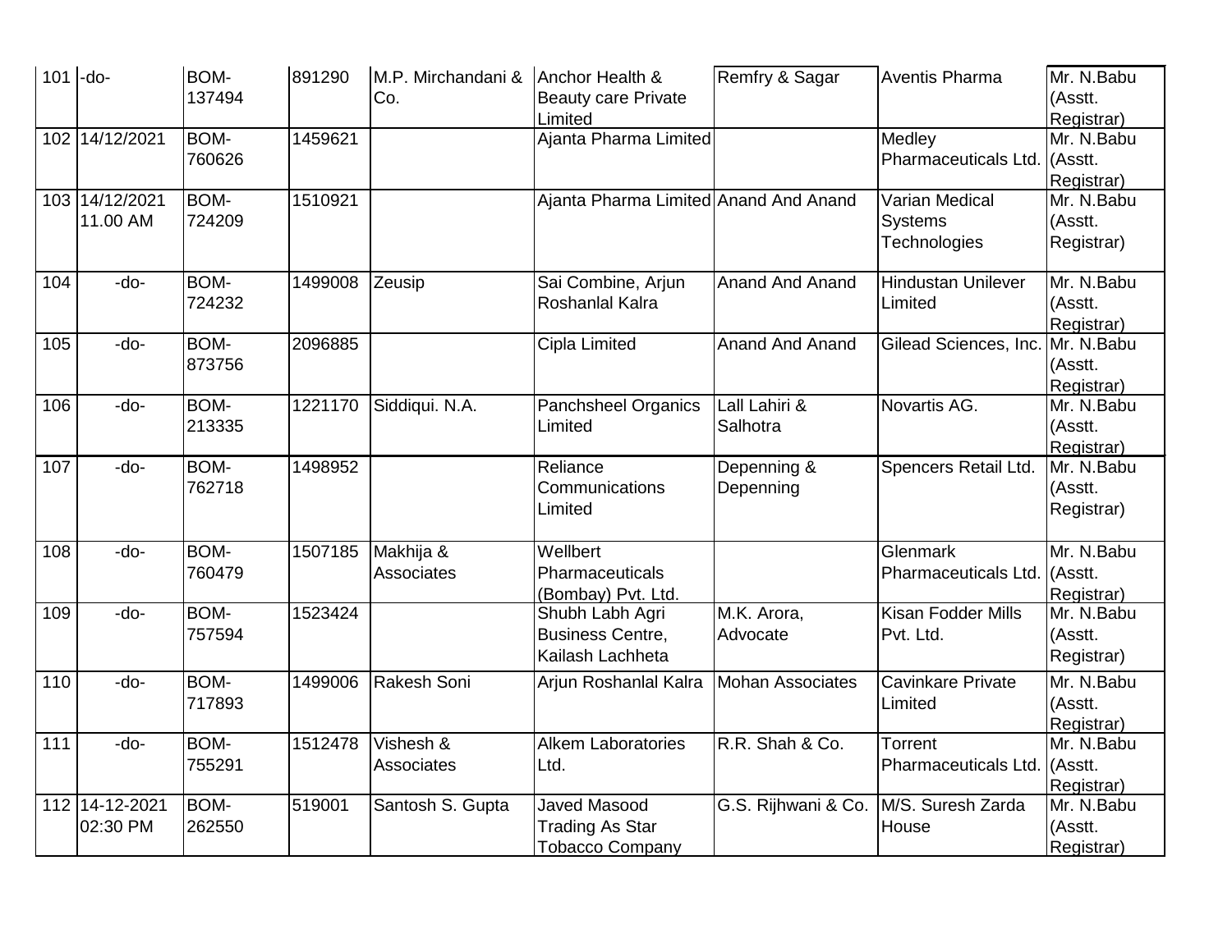| | | | | | | | | |
|---|---|---|---|---|---|---|---|---|
| 101 | -do- | BOM-137494 | 891290 | M.P. Mirchandani & Co. | Anchor Health & Beauty care Private Limited | Remfry & Sagar | Aventis Pharma | Mr. N.Babu (Asstt. Registrar) |
| 102 | 14/12/2021 | BOM-760626 | 1459621 | | Ajanta Pharma Limited | | Medley Pharmaceuticals Ltd. | Mr. N.Babu (Asstt. Registrar) |
| 103 | 14/12/2021 11.00 AM | BOM-724209 | 1510921 | | Ajanta Pharma Limited | Anand And Anand | Varian Medical Systems Technologies | Mr. N.Babu (Asstt. Registrar) |
| 104 | -do- | BOM-724232 | 1499008 | Zeusip | Sai Combine, Arjun Roshanlal Kalra | Anand And Anand | Hindustan Unilever Limited | Mr. N.Babu (Asstt. Registrar) |
| 105 | -do- | BOM-873756 | 2096885 | | Cipla Limited | Anand And Anand | Gilead Sciences, Inc. | Mr. N.Babu (Asstt. Registrar) |
| 106 | -do- | BOM-213335 | 1221170 | Siddiqui. N.A. | Panchsheel Organics Limited | Lall Lahiri & Salhotra | Novartis AG. | Mr. N.Babu (Asstt. Registrar) |
| 107 | -do- | BOM-762718 | 1498952 | | Reliance Communications Limited | Depenning & Depenning | Spencers Retail Ltd. | Mr. N.Babu (Asstt. Registrar) |
| 108 | -do- | BOM-760479 | 1507185 | Makhija & Associates | Wellbert Pharmaceuticals (Bombay) Pvt. Ltd. | | Glenmark Pharmaceuticals Ltd. | Mr. N.Babu (Asstt. Registrar) |
| 109 | -do- | BOM-757594 | 1523424 | | Shubh Labh Agri Business Centre, Kailash Lachheta | M.K. Arora, Advocate | Kisan Fodder Mills Pvt. Ltd. | Mr. N.Babu (Asstt. Registrar) |
| 110 | -do- | BOM-717893 | 1499006 | Rakesh Soni | Arjun Roshanlal Kalra | Mohan Associates | Cavinkare Private Limited | Mr. N.Babu (Asstt. Registrar) |
| 111 | -do- | BOM-755291 | 1512478 | Vishesh & Associates | Alkem Laboratories Ltd. | R.R. Shah & Co. | Torrent Pharmaceuticals Ltd. | Mr. N.Babu (Asstt. Registrar) |
| 112 | 14-12-2021 02:30 PM | BOM-262550 | 519001 | Santosh S. Gupta | Javed Masood Trading As Star Tobacco Company | G.S. Rijhwani & Co. | M/S. Suresh Zarda House | Mr. N.Babu (Asstt. Registrar) |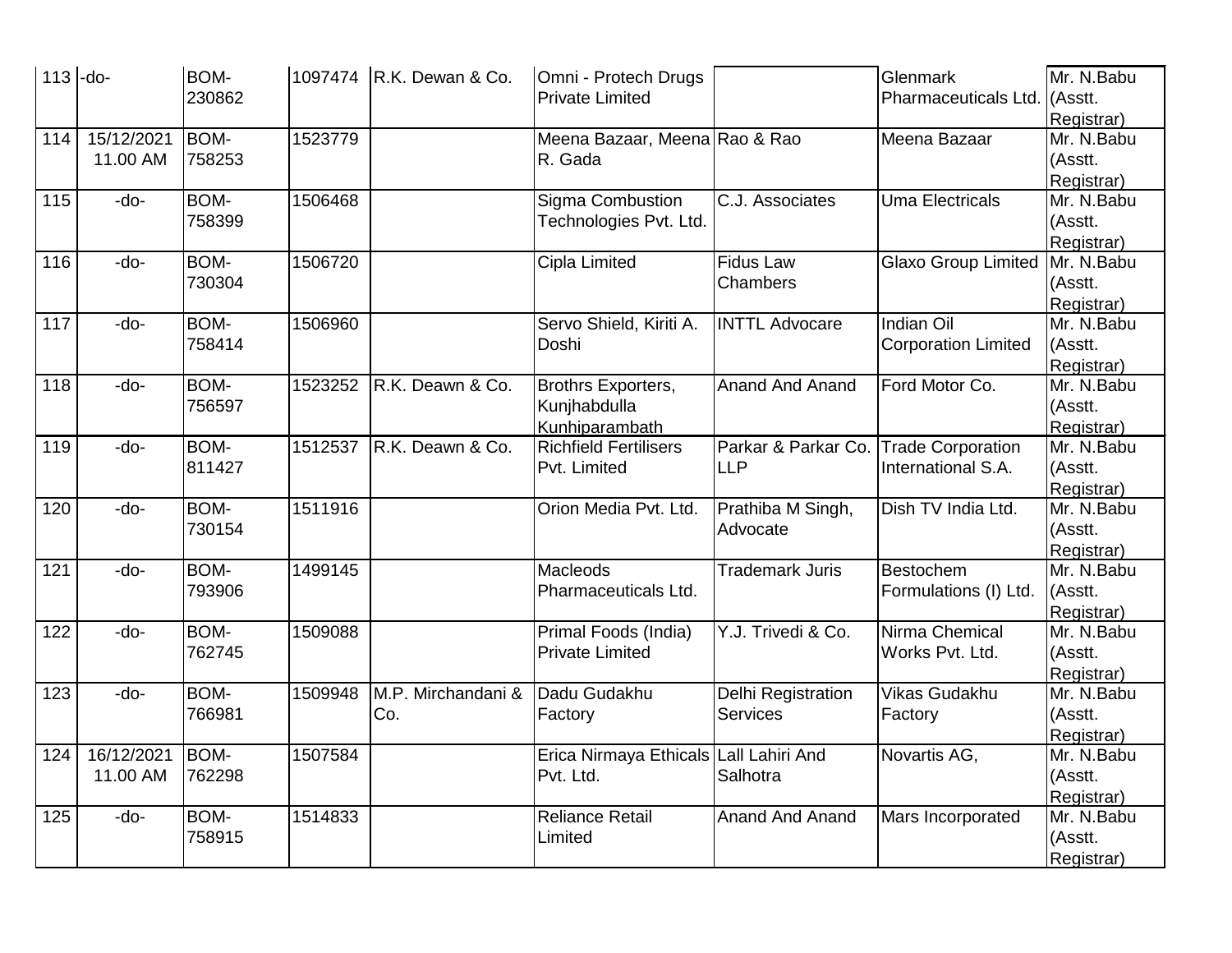| 113 | -do- | BOM-230862 | 1097474 | R.K. Dewan & Co. | Omni - Protech Drugs Private Limited | | Glenmark Pharmaceuticals Ltd. | Mr. N.Babu (Asstt. Registrar) |
|---|---|---|---|---|---|---|---|---|
| 114 | 15/12/2021 11.00 AM | BOM-758253 | 1523779 | | Meena Bazaar, Meena R. Gada | Rao & Rao | Meena Bazaar | Mr. N.Babu (Asstt. Registrar) |
| 115 | -do- | BOM-758399 | 1506468 | | Sigma Combustion Technologies Pvt. Ltd. | C.J. Associates | Uma Electricals | Mr. N.Babu (Asstt. Registrar) |
| 116 | -do- | BOM-730304 | 1506720 | | Cipla Limited | Fidus Law Chambers | Glaxo Group Limited | Mr. N.Babu (Asstt. Registrar) |
| 117 | -do- | BOM-758414 | 1506960 | | Servo Shield, Kiriti A. Doshi | INTTL Advocare | Indian Oil Corporation Limited | Mr. N.Babu (Asstt. Registrar) |
| 118 | -do- | BOM-756597 | 1523252 | R.K. Deawn & Co. | Brothrs Exporters, Kunjhabdulla Kunhiparambath | Anand And Anand | Ford Motor Co. | Mr. N.Babu (Asstt. Registrar) |
| 119 | -do- | BOM-811427 | 1512537 | R.K. Deawn & Co. | Richfield Fertilisers Pvt. Limited | Parkar & Parkar Co. LLP | Trade Corporation International S.A. | Mr. N.Babu (Asstt. Registrar) |
| 120 | -do- | BOM-730154 | 1511916 | | Orion Media Pvt. Ltd. | Prathiba M Singh, Advocate | Dish TV India Ltd. | Mr. N.Babu (Asstt. Registrar) |
| 121 | -do- | BOM-793906 | 1499145 | | Macleods Pharmaceuticals Ltd. | Trademark Juris | Bestochem Formulations (I) Ltd. | Mr. N.Babu (Asstt. Registrar) |
| 122 | -do- | BOM-762745 | 1509088 | | Primal Foods (India) Private Limited | Y.J. Trivedi & Co. | Nirma Chemical Works Pvt. Ltd. | Mr. N.Babu (Asstt. Registrar) |
| 123 | -do- | BOM-766981 | 1509948 | M.P. Mirchandani & Co. | Dadu Gudakhu Factory | Delhi Registration Services | Vikas Gudakhu Factory | Mr. N.Babu (Asstt. Registrar) |
| 124 | 16/12/2021 11.00 AM | BOM-762298 | 1507584 | | Erica Nirmaya Ethicals Pvt. Ltd. | Lall Lahiri And Salhotra | Novartis AG, | Mr. N.Babu (Asstt. Registrar) |
| 125 | -do- | BOM-758915 | 1514833 | | Reliance Retail Limited | Anand And Anand | Mars Incorporated | Mr. N.Babu (Asstt. Registrar) |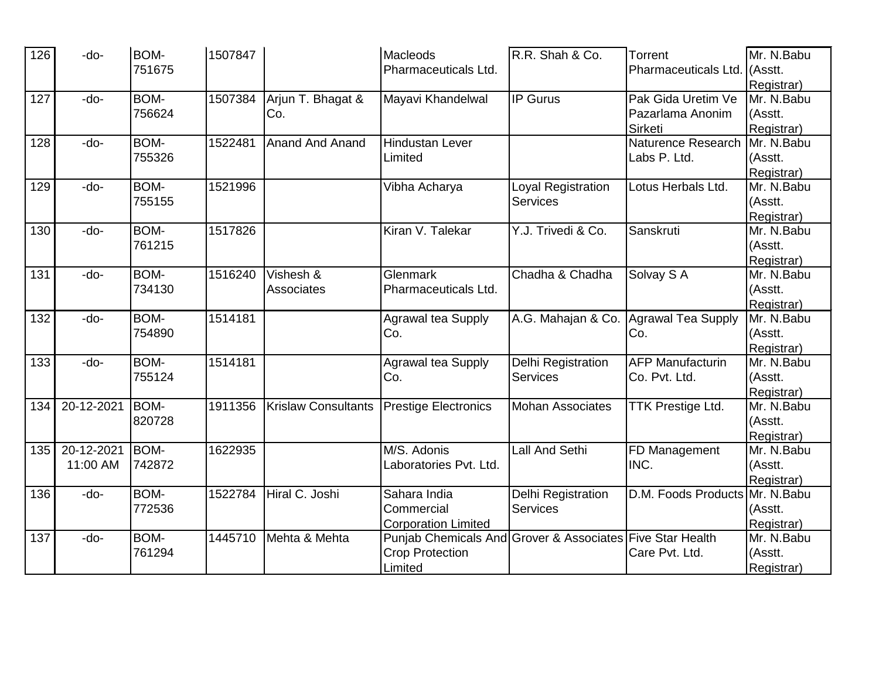| 126 | -do- | BOM-751675 | 1507847 | | Macleods Pharmaceuticals Ltd. | R.R. Shah & Co. | Torrent Pharmaceuticals Ltd. | Mr. N.Babu (Asstt. Registrar) |
|---|---|---|---|---|---|---|---|---|
| 127 | -do- | BOM-756624 | 1507384 | Arjun T. Bhagat & Co. | Mayavi Khandelwal | IP Gurus | Pak Gida Uretim Ve Pazarlama Anonim Sirketi | Mr. N.Babu (Asstt. Registrar) |
| 128 | -do- | BOM-755326 | 1522481 | Anand And Anand | Hindustan Lever Limited | | Naturence Research Labs P. Ltd. | Mr. N.Babu (Asstt. Registrar) |
| 129 | -do- | BOM-755155 | 1521996 | | Vibha Acharya | Loyal Registration Services | Lotus Herbals Ltd. | Mr. N.Babu (Asstt. Registrar) |
| 130 | -do- | BOM-761215 | 1517826 | | Kiran V. Talekar | Y.J. Trivedi & Co. | Sanskruti | Mr. N.Babu (Asstt. Registrar) |
| 131 | -do- | BOM-734130 | 1516240 | Vishesh & Associates | Glenmark Pharmaceuticals Ltd. | Chadha & Chadha | Solvay S A | Mr. N.Babu (Asstt. Registrar) |
| 132 | -do- | BOM-754890 | 1514181 | | Agrawal tea Supply Co. | A.G. Mahajan & Co. | Agrawal Tea Supply Co. | Mr. N.Babu (Asstt. Registrar) |
| 133 | -do- | BOM-755124 | 1514181 | | Agrawal tea Supply Co. | Delhi Registration Services | AFP Manufacturin Co. Pvt. Ltd. | Mr. N.Babu (Asstt. Registrar) |
| 134 | 20-12-2021 | BOM-820728 | 1911356 | Krislaw Consultants | Prestige Electronics | Mohan Associates | TTK Prestige Ltd. | Mr. N.Babu (Asstt. Registrar) |
| 135 | 20-12-2021 11:00 AM | BOM-742872 | 1622935 | | M/S. Adonis Laboratories Pvt. Ltd. | Lall And Sethi | FD Management INC. | Mr. N.Babu (Asstt. Registrar) |
| 136 | -do- | BOM-772536 | 1522784 | Hiral C. Joshi | Sahara India Commercial Corporation Limited | Delhi Registration Services | D.M. Foods Products | Mr. N.Babu (Asstt. Registrar) |
| 137 | -do- | BOM-761294 | 1445710 | Mehta & Mehta | Punjab Chemicals And Crop Protection Limited | Grover & Associates | Five Star Health Care Pvt. Ltd. | Mr. N.Babu (Asstt. Registrar) |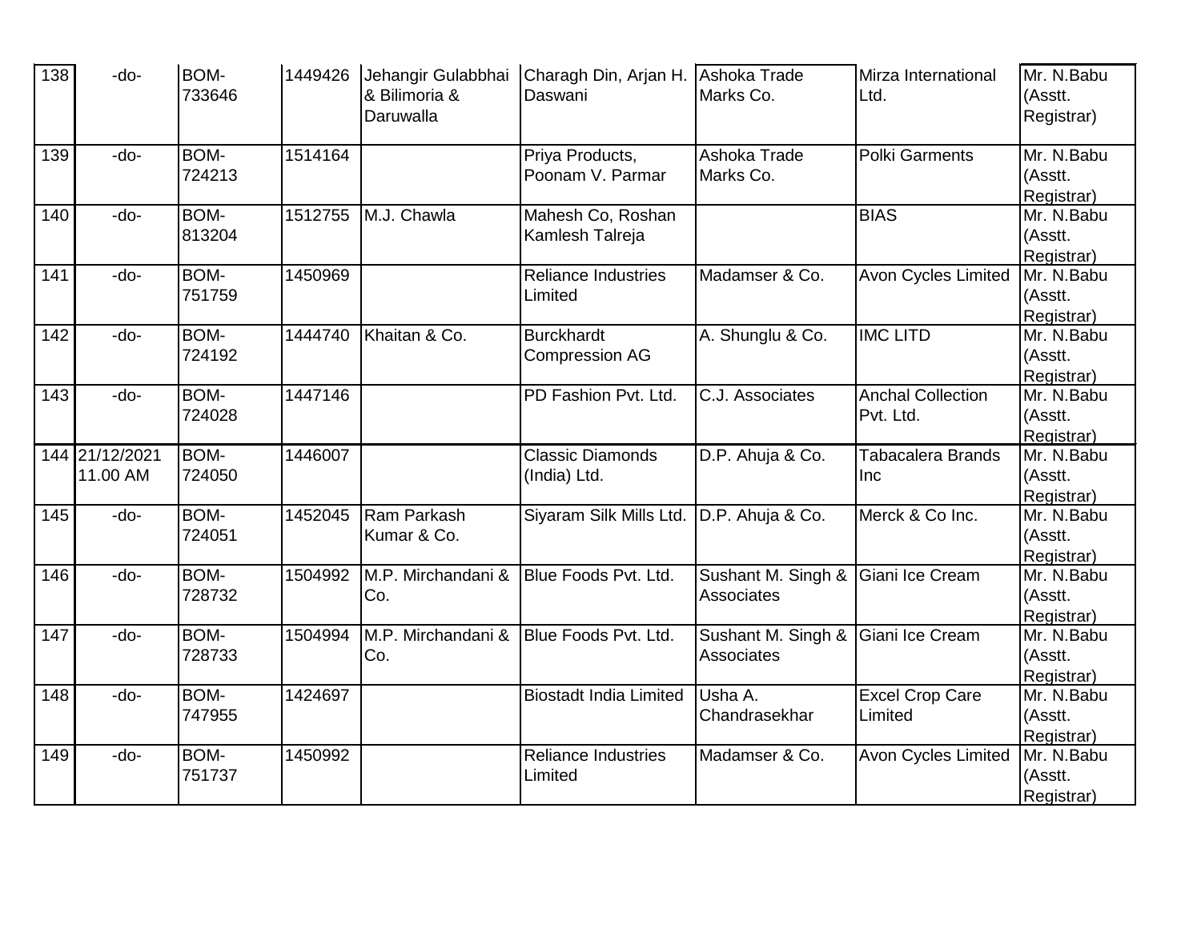| 138 | -do- | BOM-733646 | 1449426 | Jehangir Gulabbhai & Bilimoria & Daruwalla | Charagh Din, Arjan H. Daswani | Ashoka Trade Marks Co. | Mirza International Ltd. | Mr. N.Babu (Asstt. Registrar) |
|---|---|---|---|---|---|---|---|---|
| 139 | -do- | BOM-724213 | 1514164 | | Priya Products, Poonam V. Parmar | Ashoka Trade Marks Co. | Polki Garments | Mr. N.Babu (Asstt. Registrar) |
| 140 | -do- | BOM-813204 | 1512755 | M.J. Chawla | Mahesh Co, Roshan Kamlesh Talreja | | BIAS | Mr. N.Babu (Asstt. Registrar) |
| 141 | -do- | BOM-751759 | 1450969 | | Reliance Industries Limited | Madamser & Co. | Avon Cycles Limited | Mr. N.Babu (Asstt. Registrar) |
| 142 | -do- | BOM-724192 | 1444740 | Khaitan & Co. | Burckhardt Compression AG | A. Shunglu & Co. | IMC LITD | Mr. N.Babu (Asstt. Registrar) |
| 143 | -do- | BOM-724028 | 1447146 | | PD Fashion Pvt. Ltd. | C.J. Associates | Anchal Collection Pvt. Ltd. | Mr. N.Babu (Asstt. Registrar) |
| 144 | 21/12/2021 11.00 AM | BOM-724050 | 1446007 | | Classic Diamonds (India) Ltd. | D.P. Ahuja & Co. | Tabacalera Brands Inc | Mr. N.Babu (Asstt. Registrar) |
| 145 | -do- | BOM-724051 | 1452045 | Ram Parkash Kumar & Co. | Siyaram Silk Mills Ltd. | D.P. Ahuja & Co. | Merck & Co Inc. | Mr. N.Babu (Asstt. Registrar) |
| 146 | -do- | BOM-728732 | 1504992 | M.P. Mirchandani & Co. | Blue Foods Pvt. Ltd. | Sushant M. Singh & Associates | Giani Ice Cream | Mr. N.Babu (Asstt. Registrar) |
| 147 | -do- | BOM-728733 | 1504994 | M.P. Mirchandani & Co. | Blue Foods Pvt. Ltd. | Sushant M. Singh & Associates | Giani Ice Cream | Mr. N.Babu (Asstt. Registrar) |
| 148 | -do- | BOM-747955 | 1424697 | | Biostadt India Limited | Usha A. Chandrasekhar | Excel Crop Care Limited | Mr. N.Babu (Asstt. Registrar) |
| 149 | -do- | BOM-751737 | 1450992 | | Reliance Industries Limited | Madamser & Co. | Avon Cycles Limited | Mr. N.Babu (Asstt. Registrar) |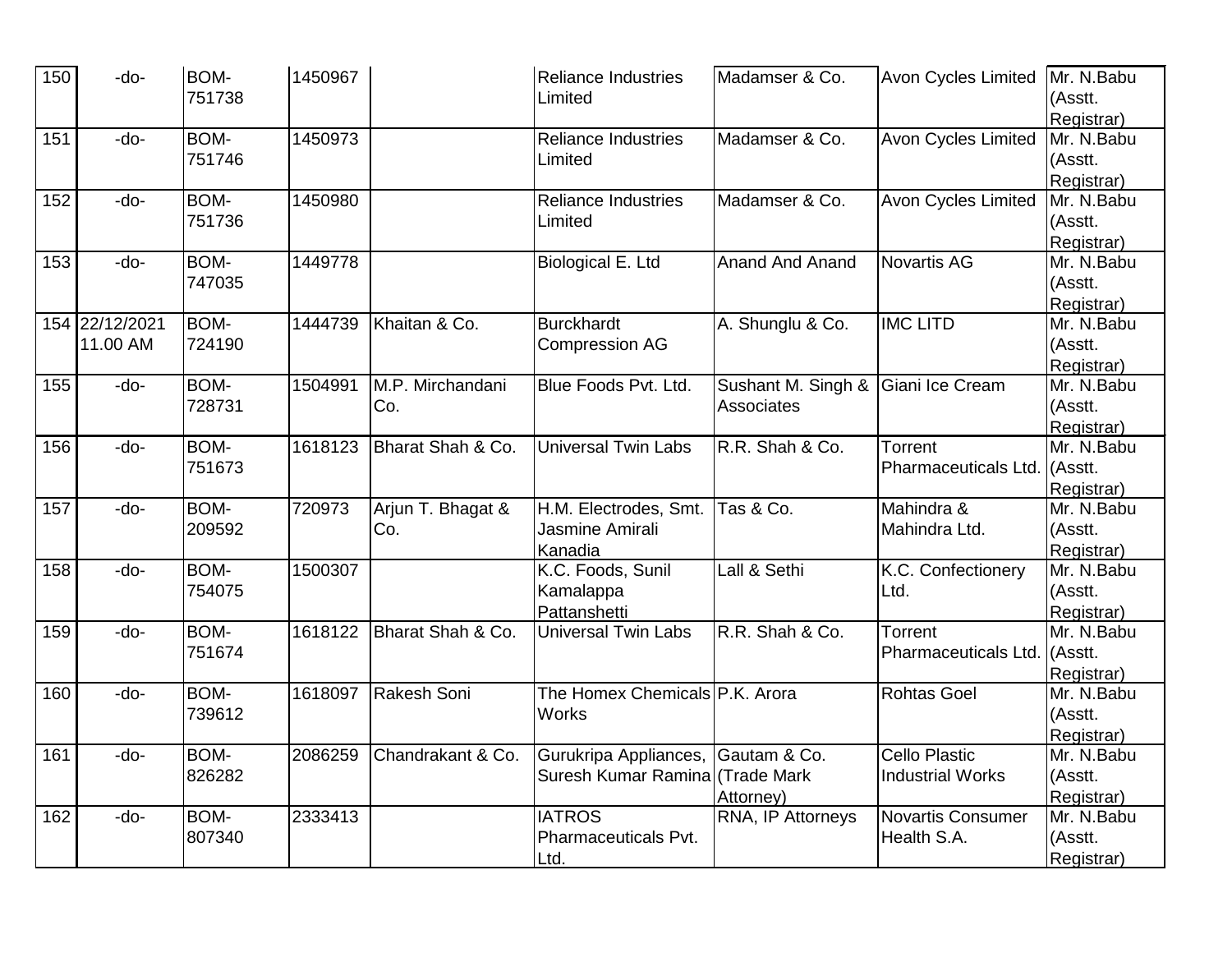| 150 | -do- | BOM-751738 | 1450967 | | Reliance Industries Limited | Madamser & Co. | Avon Cycles Limited | Mr. N.Babu (Asstt. Registrar) |
|---|---|---|---|---|---|---|---|---|
| 151 | -do- | BOM-751746 | 1450973 | | Reliance Industries Limited | Madamser & Co. | Avon Cycles Limited | Mr. N.Babu (Asstt. Registrar) |
| 152 | -do- | BOM-751736 | 1450980 | | Reliance Industries Limited | Madamser & Co. | Avon Cycles Limited | Mr. N.Babu (Asstt. Registrar) |
| 153 | -do- | BOM-747035 | 1449778 | | Biological E. Ltd | Anand And Anand | Novartis AG | Mr. N.Babu (Asstt. Registrar) |
| 154 | 22/12/2021 11.00 AM | BOM-724190 | 1444739 | Khaitan & Co. | Burckhardt Compression AG | A. Shunglu & Co. | IMC LITD | Mr. N.Babu (Asstt. Registrar) |
| 155 | -do- | BOM-728731 | 1504991 | M.P. Mirchandani Co. | Blue Foods Pvt. Ltd. | Sushant M. Singh & Associates | Giani Ice Cream | Mr. N.Babu (Asstt. Registrar) |
| 156 | -do- | BOM-751673 | 1618123 | Bharat Shah & Co. | Universal Twin Labs | R.R. Shah & Co. | Torrent Pharmaceuticals Ltd. | Mr. N.Babu (Asstt. Registrar) |
| 157 | -do- | BOM-209592 | 720973 | Arjun T. Bhagat & Co. | H.M. Electrodes, Smt. Jasmine Amirali Kanadia | Tas & Co. | Mahindra & Mahindra Ltd. | Mr. N.Babu (Asstt. Registrar) |
| 158 | -do- | BOM-754075 | 1500307 | | K.C. Foods, Sunil Kamalappa Pattanshetti | Lall & Sethi | K.C. Confectionery Ltd. | Mr. N.Babu (Asstt. Registrar) |
| 159 | -do- | BOM-751674 | 1618122 | Bharat Shah & Co. | Universal Twin Labs | R.R. Shah & Co. | Torrent Pharmaceuticals Ltd. | Mr. N.Babu (Asstt. Registrar) |
| 160 | -do- | BOM-739612 | 1618097 | Rakesh Soni | The Homex Chemicals Works | P.K. Arora | Rohtas Goel | Mr. N.Babu (Asstt. Registrar) |
| 161 | -do- | BOM-826282 | 2086259 | Chandrakant & Co. | Gurukripa Appliances, Suresh Kumar Ramina | Gautam & Co. (Trade Mark Attorney) | Cello Plastic Industrial Works | Mr. N.Babu (Asstt. Registrar) |
| 162 | -do- | BOM-807340 | 2333413 | | IATROS Pharmaceuticals Pvt. Ltd. | RNA, IP Attorneys | Novartis Consumer Health S.A. | Mr. N.Babu (Asstt. Registrar) |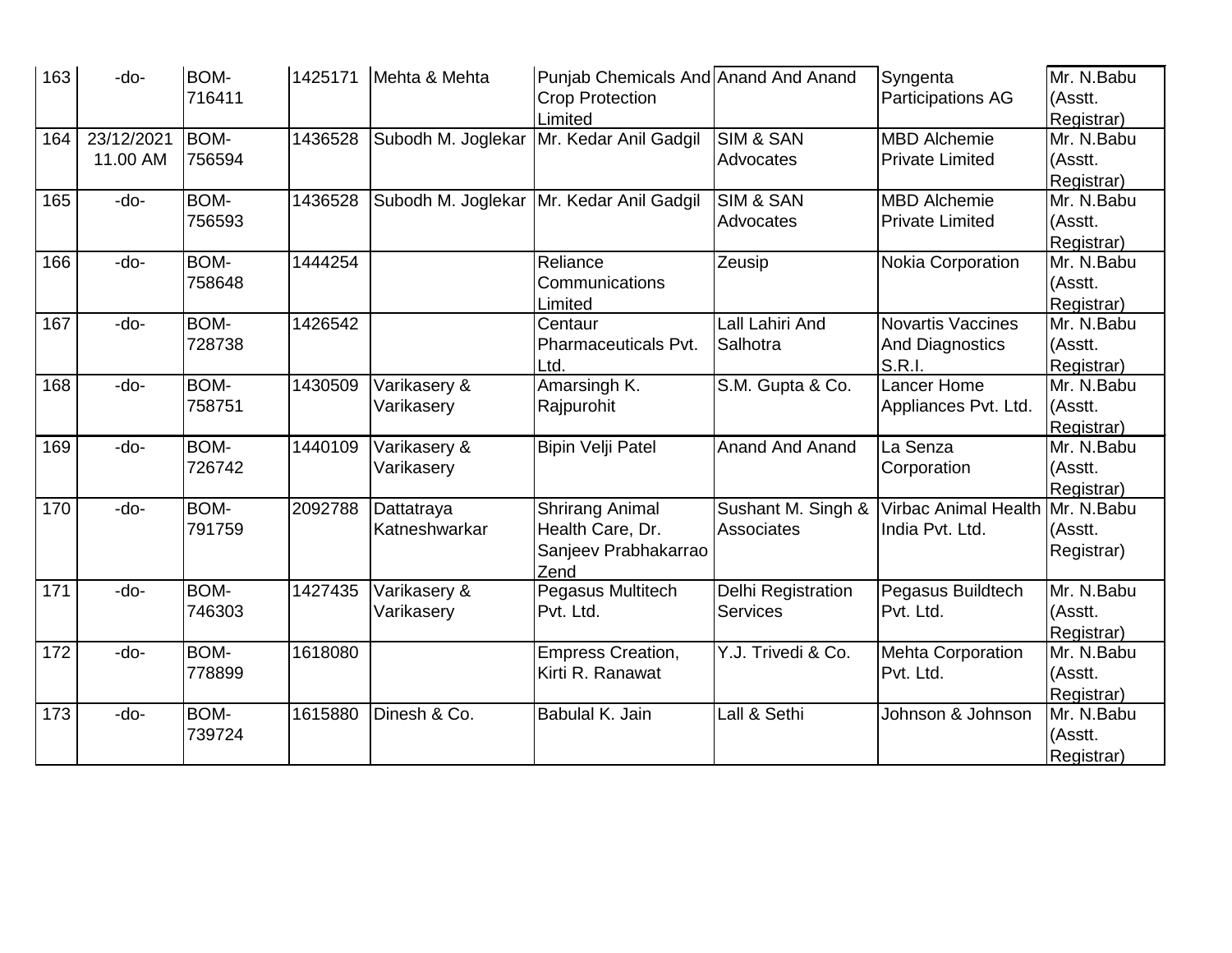| | | | | | | | | |
|---|---|---|---|---|---|---|---|---|
| 163 | -do- | BOM-716411 | 1425171 | Mehta & Mehta | Punjab Chemicals And Crop Protection Limited | Anand And Anand | Syngenta Participations AG | Mr. N.Babu (Asstt. Registrar) |
| 164 | 23/12/2021 11.00 AM | BOM-756594 | 1436528 | Subodh M. Joglekar | Mr. Kedar Anil Gadgil | SIM & SAN Advocates | MBD Alchemie Private Limited | Mr. N.Babu (Asstt. Registrar) |
| 165 | -do- | BOM-756593 | 1436528 | Subodh M. Joglekar | Mr. Kedar Anil Gadgil | SIM & SAN Advocates | MBD Alchemie Private Limited | Mr. N.Babu (Asstt. Registrar) |
| 166 | -do- | BOM-758648 | 1444254 | | Reliance Communications Limited | Zeusip | Nokia Corporation | Mr. N.Babu (Asstt. Registrar) |
| 167 | -do- | BOM-728738 | 1426542 | | Centaur Pharmaceuticals Pvt. Ltd. | Lall Lahiri And Salhotra | Novartis Vaccines And Diagnostics S.R.I. | Mr. N.Babu (Asstt. Registrar) |
| 168 | -do- | BOM-758751 | 1430509 | Varikasery & Varikasery | Amarsingh K. Rajpurohit | S.M. Gupta & Co. | Lancer Home Appliances Pvt. Ltd. | Mr. N.Babu (Asstt. Registrar) |
| 169 | -do- | BOM-726742 | 1440109 | Varikasery & Varikasery | Bipin Velji Patel | Anand And Anand | La Senza Corporation | Mr. N.Babu (Asstt. Registrar) |
| 170 | -do- | BOM-791759 | 2092788 | Dattatraya Katneshwarkar | Shrirang Animal Health Care, Dr. Sanjeev Prabhakarrao Zend | Sushant M. Singh & Associates | Virbac Animal Health India Pvt. Ltd. | Mr. N.Babu (Asstt. Registrar) |
| 171 | -do- | BOM-746303 | 1427435 | Varikasery & Varikasery | Pegasus Multitech Pvt. Ltd. | Delhi Registration Services | Pegasus Buildtech Pvt. Ltd. | Mr. N.Babu (Asstt. Registrar) |
| 172 | -do- | BOM-778899 | 1618080 | | Empress Creation, Kirti R. Ranawat | Y.J. Trivedi & Co. | Mehta Corporation Pvt. Ltd. | Mr. N.Babu (Asstt. Registrar) |
| 173 | -do- | BOM-739724 | 1615880 | Dinesh & Co. | Babulal K. Jain | Lall & Sethi | Johnson & Johnson | Mr. N.Babu (Asstt. Registrar) |